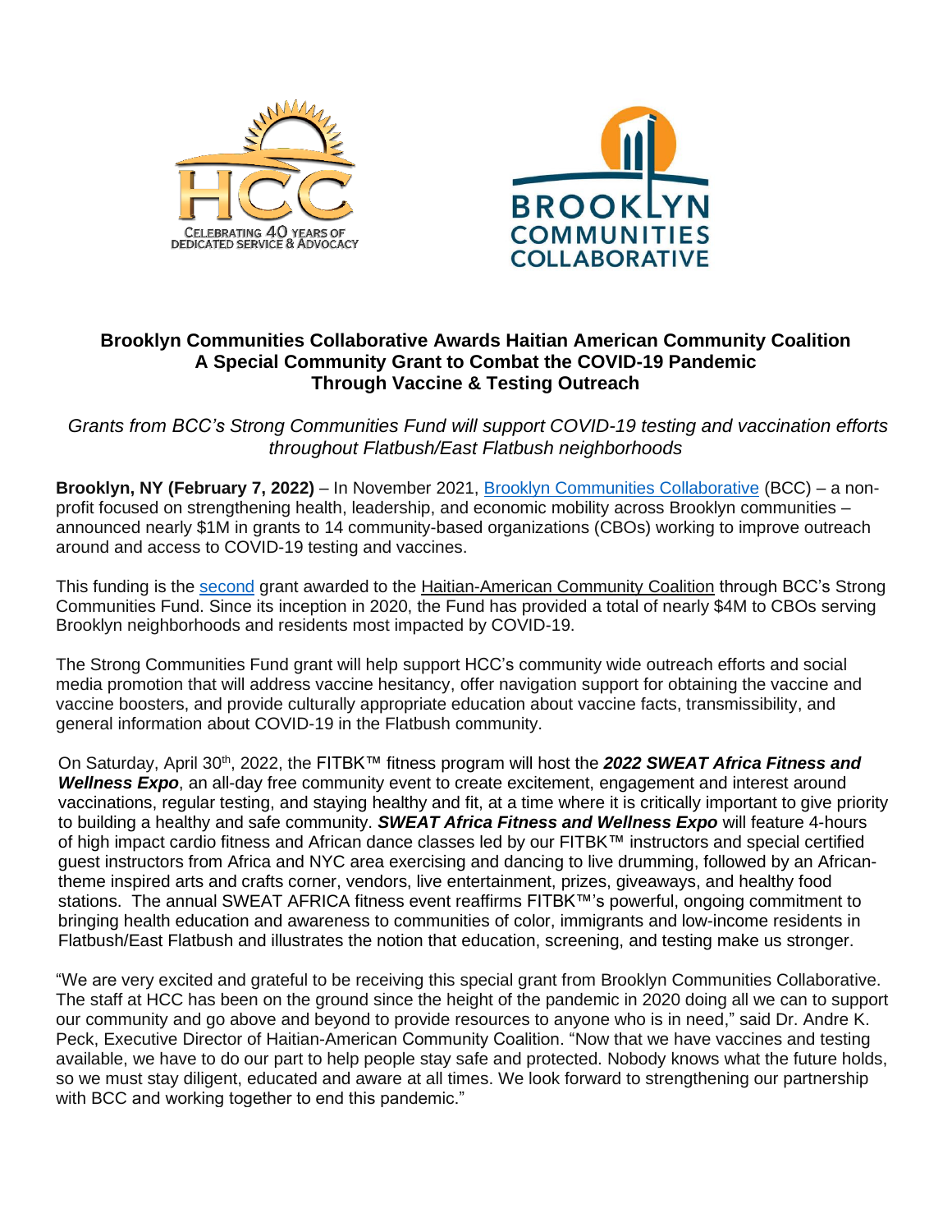HCC

CELEBRATING 40 YEARS OF DEDICATED SERVICE & ADVOCACY

BROOKLYN COMMUNITIES COLLABORATIVE

# Brooklyn Communities Collaborative Awards Haitian American Community Coalition A Special Community Grant to Combat the COVID-19 Pandemic Through Vaccine & Testing Outreach

*Grants from BCC's Strong Communities Fund will support COVID-19 testing and vaccination efforts throughout Flatbush/East Flatbush neighborhoods*

**Brooklyn, NY (February 7, 2022)** – In November 2021, Brooklyn Communities Collaborative (BCC) – a non-profit focused on strengthening health, leadership, and economic mobility across Brooklyn communities – announced nearly $1M in grants to 14 community-based organizations (CBOs) working to improve outreach around and access to COVID-19 testing and vaccines.

This funding is the second grant awarded to the Haitian-American Community Coalition through BCC's Strong Communities Fund. Since its inception in 2020, the Fund has provided a total of nearly $4M to CBOs serving Brooklyn neighborhoods and residents most impacted by COVID-19.

The Strong Communities Fund grant will help support HCC's community wide outreach efforts and social media promotion that will address vaccine hesitancy, offer navigation support for obtaining the vaccine and vaccine boosters, and provide culturally appropriate education about vaccine facts, transmissibility, and general information about COVID-19 in the Flatbush community.

On Saturday, April 30th, 2022, the FITBK™ fitness program will host the ***2022 SWEAT Africa Fitness and Wellness Expo***, an all-day free community event to create excitement, engagement and interest around vaccinations, regular testing, and staying healthy and fit, at a time where it is critically important to give priority to building a healthy and safe community. ***SWEAT Africa Fitness and Wellness Expo*** will feature 4-hours of high impact cardio fitness and African dance classes led by our FITBK™ instructors and special certified guest instructors from Africa and NYC area exercising and dancing to live drumming, followed by an African-theme inspired arts and crafts corner, vendors, live entertainment, prizes, giveaways, and healthy food stations. The annual SWEAT AFRICA fitness event reaffirms FITBK™'s powerful, ongoing commitment to bringing health education and awareness to communities of color, immigrants and low-income residents in Flatbush/East Flatbush and illustrates the notion that education, screening, and testing make us stronger.

"We are very excited and grateful to be receiving this special grant from Brooklyn Communities Collaborative. The staff at HCC has been on the ground since the height of the pandemic in 2020 doing all we can to support our community and go above and beyond to provide resources to anyone who is in need," said Dr. Andre K. Peck, Executive Director of Haitian-American Community Coalition. "Now that we have vaccines and testing available, we have to do our part to help people stay safe and protected. Nobody knows what the future holds, so we must stay diligent, educated and aware at all times. We look forward to strengthening our partnership with BCC and working together to end this pandemic."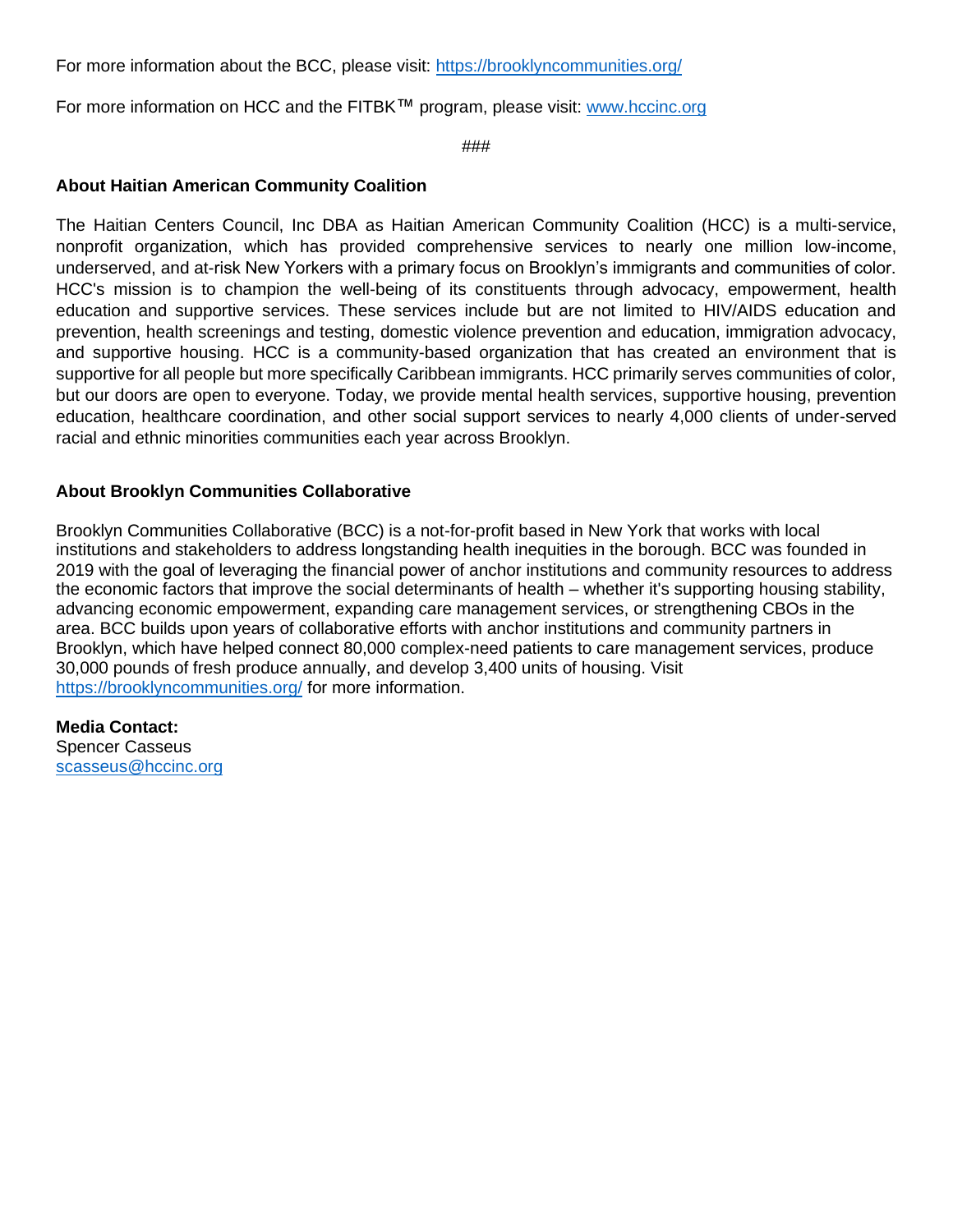For more information about the BCC, please visit: https://brooklyncommunities.org/

For more information on HCC and the FITBK™ program, please visit: www.hccinc.org

###

**About Haitian American Community Coalition**

The Haitian Centers Council, Inc DBA as Haitian American Community Coalition (HCC) is a multi-service, nonprofit organization, which has provided comprehensive services to nearly one million low-income, underserved, and at-risk New Yorkers with a primary focus on Brooklyn's immigrants and communities of color. HCC's mission is to champion the well-being of its constituents through advocacy, empowerment, health education and supportive services. These services include but are not limited to HIV/AIDS education and prevention, health screenings and testing, domestic violence prevention and education, immigration advocacy, and supportive housing. HCC is a community-based organization that has created an environment that is supportive for all people but more specifically Caribbean immigrants. HCC primarily serves communities of color, but our doors are open to everyone. Today, we provide mental health services, supportive housing, prevention education, healthcare coordination, and other social support services to nearly 4,000 clients of under-served racial and ethnic minorities communities each year across Brooklyn.

**About Brooklyn Communities Collaborative**

Brooklyn Communities Collaborative (BCC) is a not-for-profit based in New York that works with local institutions and stakeholders to address longstanding health inequities in the borough. BCC was founded in 2019 with the goal of leveraging the financial power of anchor institutions and community resources to address the economic factors that improve the social determinants of health – whether it's supporting housing stability, advancing economic empowerment, expanding care management services, or strengthening CBOs in the area. BCC builds upon years of collaborative efforts with anchor institutions and community partners in Brooklyn, which have helped connect 80,000 complex-need patients to care management services, produce 30,000 pounds of fresh produce annually, and develop 3,400 units of housing. Visit https://brooklyncommunities.org/ for more information.

**Media Contact:**
Spencer Casseus
scasseus@hccinc.org